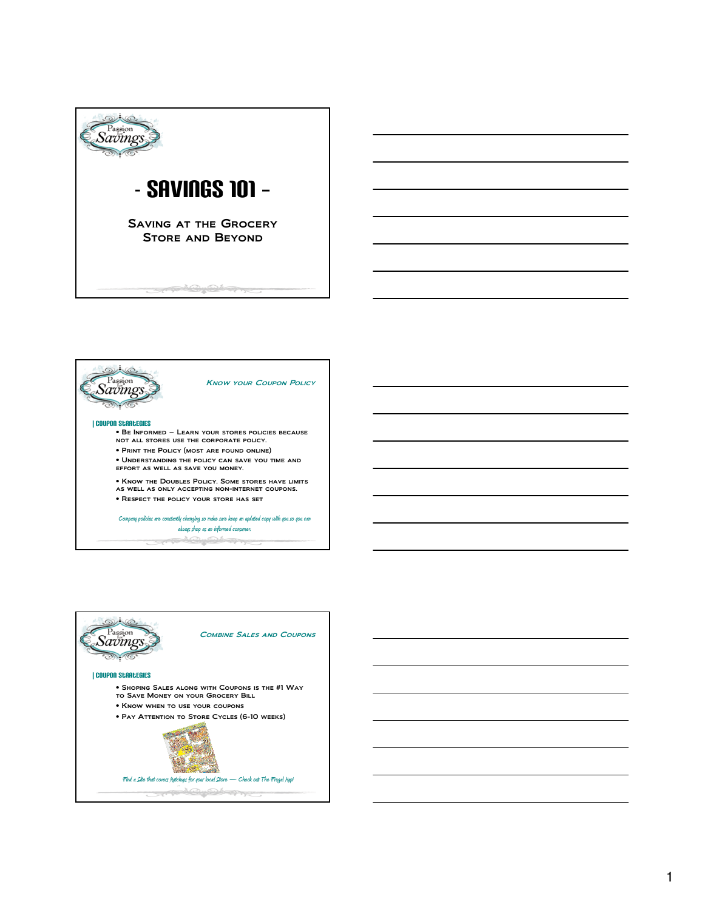# - SAVINGS 101 -

## Saving at the Grocery Store and Beyond

---

### Know your Coupon Policy

**| Coupon Strategies**

- Be Informed – Learn your stores policies because not all stores use the corporate policy.
- Print the Policy (most are found online)
- Understanding the policy can save you time and effort as well as save you money.
- Know the Doubles Policy. Some stores have limits as well as only accepting non-internet coupons.
- Respect the policy your store has set

*Company policies are constantly changing so make sure keep an updated copy with you so you can always shop as an informed consumer.*

---

### Combine Sales and Coupons

**| Coupon Strategies**

- Shoping Sales along with Coupons is the #1 Way to Save Money on your Grocery Bill
- Know when to use your coupons
- Pay Attention to Store Cycles (6-10 weeks)

*Find a Site that covers Matchups for your local Store — Check out The Frugal Map!*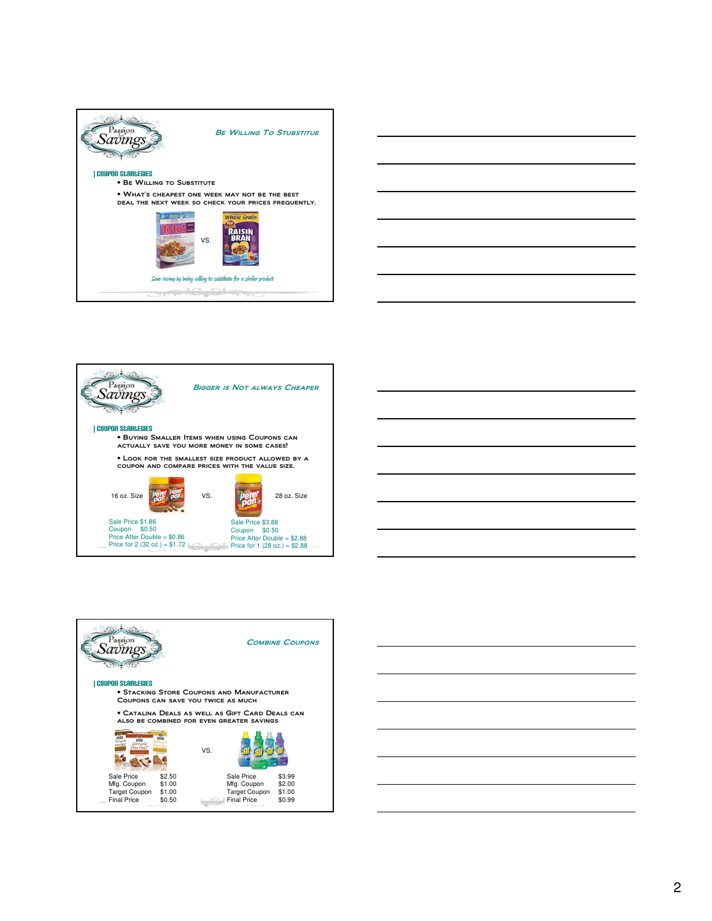## Be Willing To Stubstitue

**Coupon Strategies**

- Be Willing to Substitute
- What's cheapest one week may not be the best deal the next week so check your prices frequently.

VS.

*Save money by being willing to substitute for a similar product*

## Bigger is Not always Cheaper

**Coupon Strategies**

- Buying Smaller Items when using Coupons can actually save you more money in some cases!
- Look for the smallest size product allowed by a coupon and compare prices with the value size.

16 oz. Size VS. 28 oz. Size

| 16 oz. Size | 28 oz. Size |
|---|---|
| Sale Price $1.86 | Sale Price $3.88 |
| Coupon $0.50 | Coupon $0.50 |
| Price After Double = $0.86 | Price After Double = $2.88 |
| Price for 2 (32 oz.) = $1.72 | Price for 1 (28 oz.) = $2.88 |

## Combine Coupons

**Coupon Strategies**

- Stacking Store Coupons and Manufacturer Coupons can save you twice as much
- Catalina Deals as well as Gift Card Deals can also be combined for even greater savings

VS.

| | | | |
|---|---|---|---|
| Sale Price | $2.50 | Sale Price | $3.99 |
| Mfg. Coupon | $1.00 | Mfg. Coupon | $2.00 |
| Target Coupon | $1.00 | Target Coupon | $1.00 |
| Final Price | $0.50 | Final Price | $0.99 |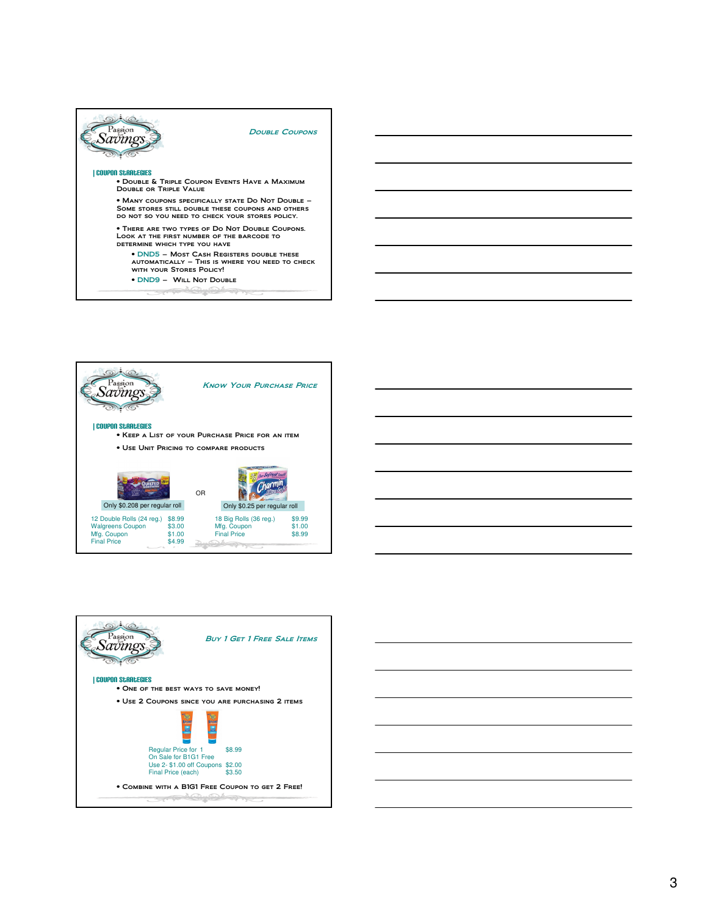## Double Coupons

| Coupon Strategies

- Double & Triple Coupon Events Have a Maximum Double or Triple Value
- Many coupons specifically state Do Not Double – Some stores still double these coupons and others do not so you need to check your stores policy.
- There are two types of Do Not Double Coupons. Look at the first number of the barcode to determine which type you have
  - DND5 – Most Cash Registers double these automatically – This is where you need to check with your Stores Policy!
  - DND9 – Will Not Double

## Know Your Purchase Price

| Coupon Strategies

- Keep a list of your Purchase Price for an item
- Use Unit Pricing to compare products

Only $0.208 per regular roll

| | |
|---|---|
| 12 Double Rolls (24 reg.) | $8.99 |
| Walgreens Coupon | $3.00 |
| Mfg. Coupon | $1.00 |
| Final Price | $4.99 |

OR

Only $0.25 per regular roll

| | |
|---|---|
| 18 Big Rolls (36 reg.) | $9.99 |
| Mfg. Coupon | $1.00 |
| Final Price | $8.99 |

## Buy 1 Get 1 Free Sale Items

| Coupon Strategies

- One of the best ways to save money!
- Use 2 Coupons since you are purchasing 2 items

| | |
|---|---|
| Regular Price for 1 | $8.99 |
| On Sale for B1G1 Free | |
| Use 2- $1.00 off Coupons | $2.00 |
| Final Price (each) | $3.50 |

- Combine with a B1G1 Free Coupon to get 2 Free!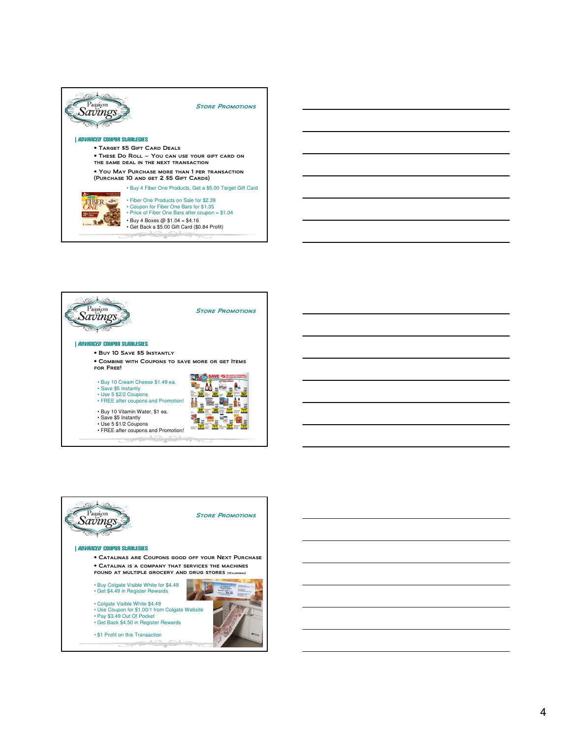## Store Promotions

### Advanced Coupon Strategies

- Target $5 Gift Card Deals
- These Do Roll – You can use your gift card on the same deal in the next transaction
- You May Purchase more than 1 per transaction (Purchase 10 and get 2 $5 Gift Cards)

- Buy 4 Fiber One Products, Get a $5.00 Target Gift Card

- Fiber One Products on Sale for $2.39
- Coupon for Fiber One Bars for $1.35
- Price of Fiber One Bars after coupon = $1.04

- Buy 4 Boxes @ $1.04 = $4.16
- Get Back a $5.00 Gift Card ($0.84 Profit)

## Store Promotions

### Advanced Coupon Strategies

- Buy 10 Save $5 Instantly
- Combine with Coupons to save more or get Items for Free!

- Buy 10 Cream Cheese $1.49 ea.
- Save $5 Instantly
- Use 5 $2/2 Coupons
- FREE after coupons and Promotion!

- Buy 10 Vitamin Water, $1 ea.
- Save $5 Instantly
- Use 5 $1/2 Coupons
- FREE after coupons and Promotion!

## Store Promotions

### Advanced Coupon Strategies

- Catalinas are Coupons good off your Next Purchase
- Catalina is a company that services the machines found at multiple grocery and drug stores (Walgreens)

- Buy Colgate Visible White for $4.49
- Get $4.49 in Register Rewards

- Colgate Visible White $4.49
- Use Coupon for $1.00/1 from Colgate Website
- Pay $3.49 Out Of Pocket
- Get Back $4.50 in Register Rewards

- $1 Profit on this Transaction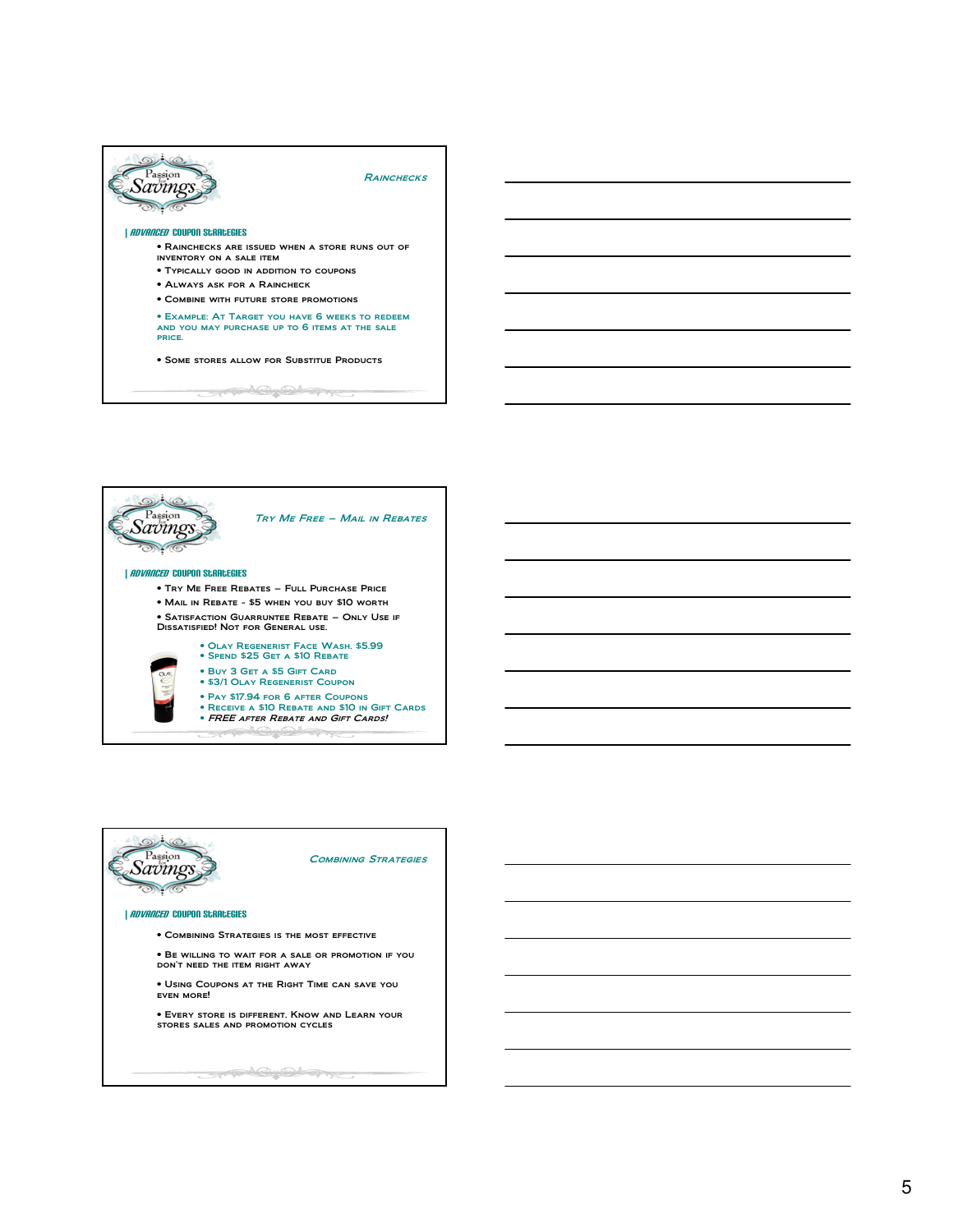## Rainchecks

**| Advanced Coupon Strategies**

- Rainchecks are issued when a store runs out of inventory on a sale item
- Typically good in addition to coupons
- Always ask for a Raincheck
- Combine with future store promotions
- Example: At Target you have 6 weeks to redeem and you may purchase up to 6 items at the sale price.
- Some stores allow for Substitue Products

## Try Me Free – Mail in Rebates

**| Advanced Coupon Strategies**

- Try Me Free Rebates – Full Purchase Price
- Mail in Rebate - $5 when you buy $10 worth
- Satisfaction Guarruntee Rebate – Only Use if Dissatisfied! Not for General use.

- Olay Regenerist Face Wash, $5.99
- Spend $25 Get a $10 Rebate
- Buy 3 Get a $5 Gift Card
- $3/1 Olay Regenerist Coupon
- Pay $17.94 for 6 after Coupons
- Receive a $10 Rebate and $10 in Gift Cards
- *FREE after Rebate and Gift Cards!*

## Combining Strategies

**| Advanced Coupon Strategies**

- Combining Strategies is the most effective
- Be willing to wait for a sale or promotion if you don't need the item right away
- Using Coupons at the Right Time can save you even more!
- Every store is different. Know and Learn your stores sales and promotion cycles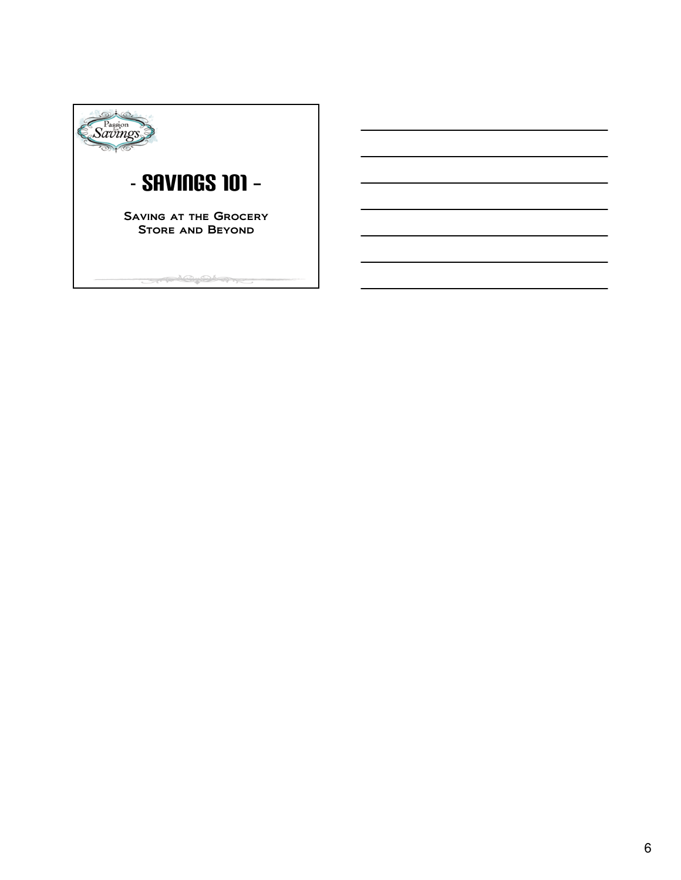Passion for Savings

# - SAVINGS 101 -

Saving at the Grocery Store and Beyond